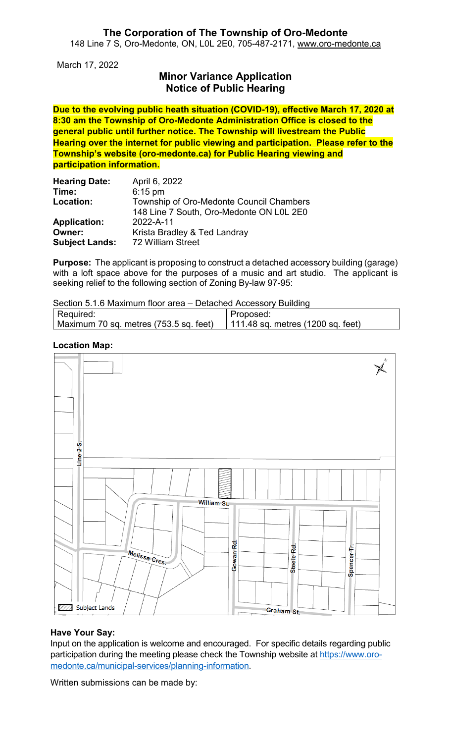# The Corporation of The Township of Oro-Medonte

148 Line 7 S, Oro-Medonte, ON, L0L 2E0, 705-487-2171, www.oro-medonte.ca

March 17, 2022

## Minor Variance Application
## Notice of Public Hearing

**Due to the evolving public heath situation (COVID-19), effective March 17, 2020 at 8:30 am the Township of Oro-Medonte Administration Office is closed to the general public until further notice. The Township will livestream the Public Hearing over the internet for public viewing and participation. Please refer to the Township's website (oro-medonte.ca) for Public Hearing viewing and participation information.**

| | |
|---|---|
| **Hearing Date:** | April 6, 2022 |
| **Time:** | 6:15 pm |
| **Location:** | Township of Oro-Medonte Council Chambers<br>148 Line 7 South, Oro-Medonte ON L0L 2E0 |
| **Application:** | 2022-A-11 |
| **Owner:** | Krista Bradley & Ted Landray |
| **Subject Lands:** | 72 William Street |

**Purpose:** The applicant is proposing to construct a detached accessory building (garage) with a loft space above for the purposes of a music and art studio. The applicant is seeking relief to the following section of Zoning By-law 97-95:

Section 5.1.6 Maximum floor area – Detached Accessory Building

| Required: | Proposed: |
|---|---|
| Maximum 70 sq. metres (753.5 sq. feet) | 111.48 sq. metres (1200 sq. feet) |

**Location Map:**

Line 2 S.

William St.

Melissa Cres.

Gowan Rd.

Steele Rd.

Spencer Tr.

Graham St.

Subject Lands

**Have Your Say:**

Input on the application is welcome and encouraged. For specific details regarding public participation during the meeting please check the Township website at https://www.oro-medonte.ca/municipal-services/planning-information.

Written submissions can be made by: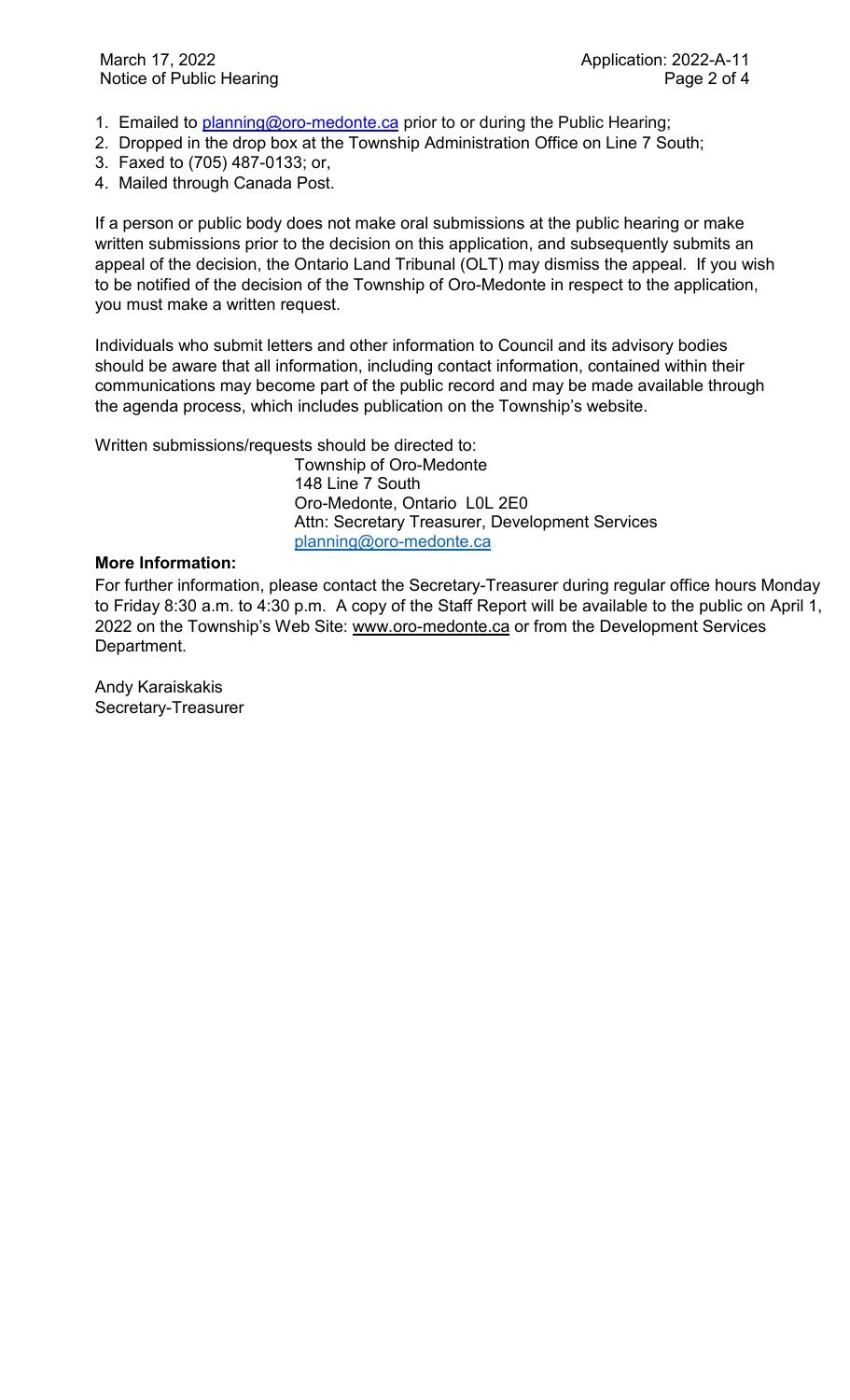1. Emailed to planning@oro-medonte.ca prior to or during the Public Hearing;
2. Dropped in the drop box at the Township Administration Office on Line 7 South;
3. Faxed to (705) 487-0133; or,
4. Mailed through Canada Post.

If a person or public body does not make oral submissions at the public hearing or make written submissions prior to the decision on this application, and subsequently submits an appeal of the decision, the Ontario Land Tribunal (OLT) may dismiss the appeal. If you wish to be notified of the decision of the Township of Oro-Medonte in respect to the application, you must make a written request.

Individuals who submit letters and other information to Council and its advisory bodies should be aware that all information, including contact information, contained within their communications may become part of the public record and may be made available through the agenda process, which includes publication on the Township's website.

Written submissions/requests should be directed to:

Township of Oro-Medonte
148 Line 7 South
Oro-Medonte, Ontario L0L 2E0
Attn: Secretary Treasurer, Development Services
planning@oro-medonte.ca

**More Information:**

For further information, please contact the Secretary-Treasurer during regular office hours Monday to Friday 8:30 a.m. to 4:30 p.m. A copy of the Staff Report will be available to the public on April 1, 2022 on the Township's Web Site: www.oro-medonte.ca or from the Development Services Department.

Andy Karaiskakis
Secretary-Treasurer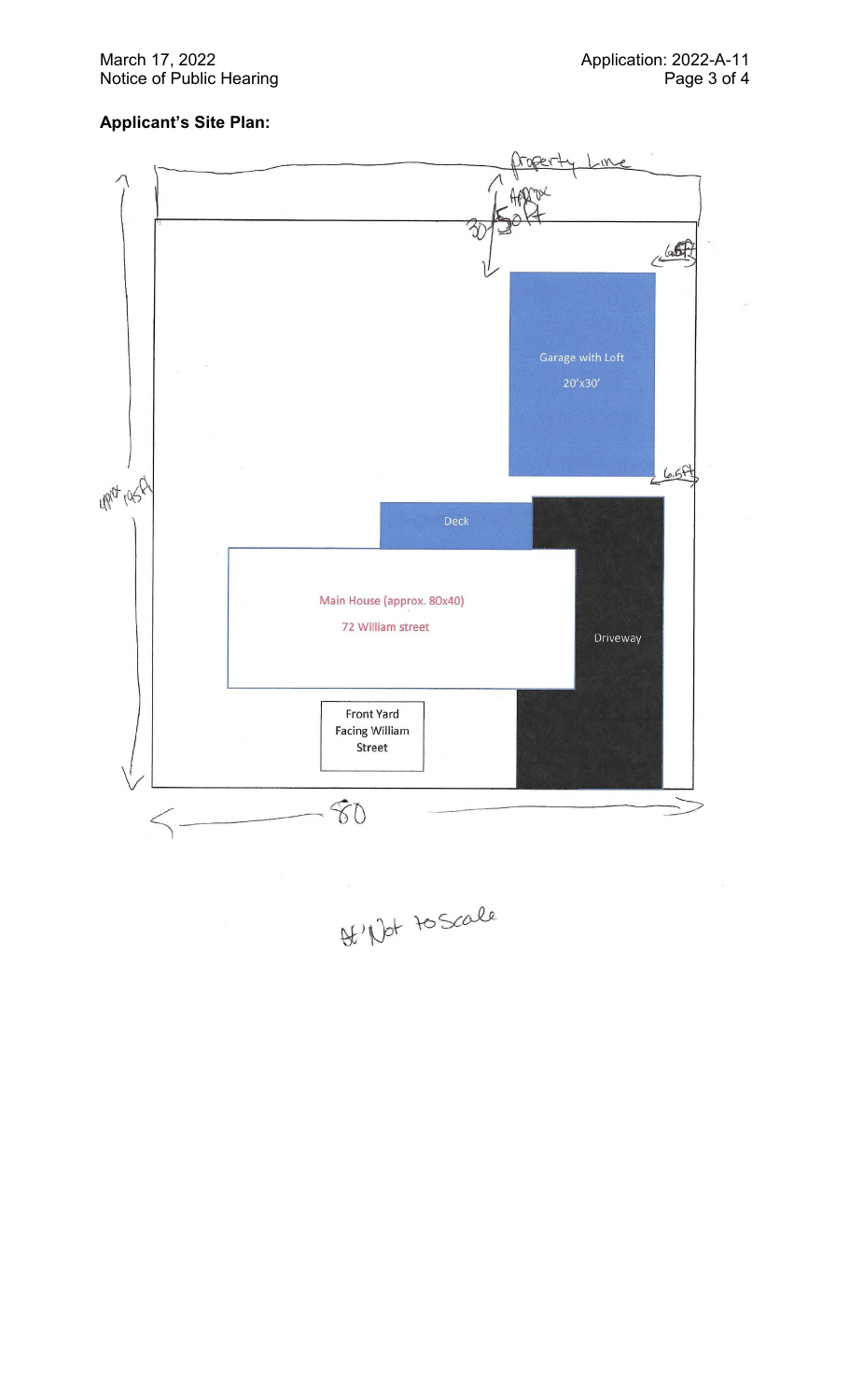**Applicant's Site Plan:**

Property Line

Approx 30-50ft

6.5ft

Garage with Loft

20'x30'

6.5ft

Approx 145ft

Deck

Main House (approx. 80x40)

72 William street

Driveway

Front Yard Facing William Street

80

Not to Scale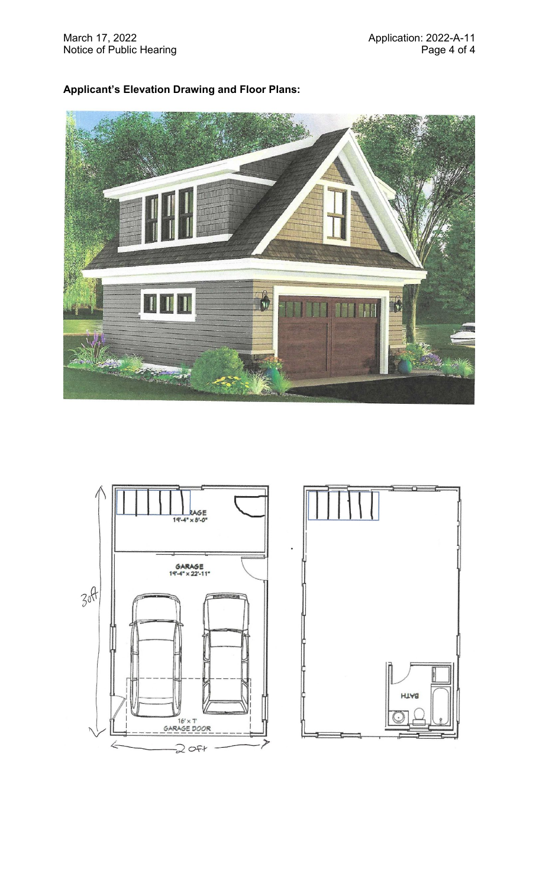**Applicant's Elevation Drawing and Floor Plans:**

RAGE
19'-4" x 8'-0"

GARAGE
19'-4" x 22'-11"

30ft

16' x 7'
GARAGE DOOR

20ft

BATH